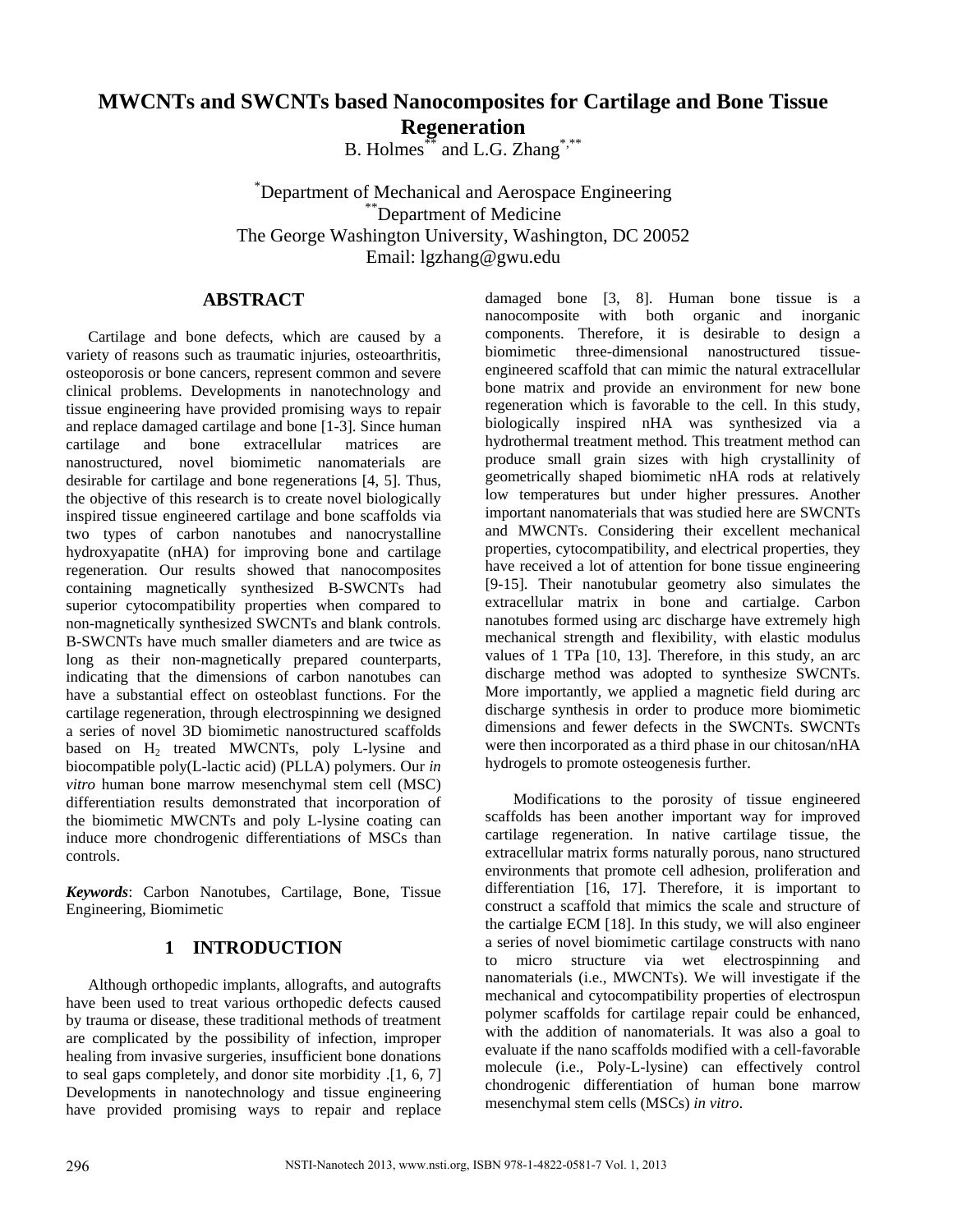# MWCNTs and SWCNTs based Nanocomposites for Cartilage and Bone Tissue Regeneration

B. Holmes[**] and L.G. Zhang[*,**]

[*]Department of Mechanical and Aerospace Engineering
[**]Department of Medicine
The George Washington University, Washington, DC 20052
Email: lgzhang@gwu.edu

## ABSTRACT

Cartilage and bone defects, which are caused by a variety of reasons such as traumatic injuries, osteoarthritis, osteoporosis or bone cancers, represent common and severe clinical problems. Developments in nanotechnology and tissue engineering have provided promising ways to repair and replace damaged cartilage and bone [1-3]. Since human cartilage and bone extracellular matrices are nanostructured, novel biomimetic nanomaterials are desirable for cartilage and bone regenerations [4, 5]. Thus, the objective of this research is to create novel biologically inspired tissue engineered cartilage and bone scaffolds via two types of carbon nanotubes and nanocrystalline hydroxyapatite (nHA) for improving bone and cartilage regeneration. Our results showed that nanocomposites containing magnetically synthesized B-SWCNTs had superior cytocompatibility properties when compared to non-magnetically synthesized SWCNTs and blank controls. B-SWCNTs have much smaller diameters and are twice as long as their non-magnetically prepared counterparts, indicating that the dimensions of carbon nanotubes can have a substantial effect on osteoblast functions. For the cartilage regeneration, through electrospinning we designed a series of novel 3D biomimetic nanostructured scaffolds based on $H_2$ treated MWCNTs, poly L-lysine and biocompatible poly(L-lactic acid) (PLLA) polymers. Our *in vitro* human bone marrow mesenchymal stem cell (MSC) differentiation results demonstrated that incorporation of the biomimetic MWCNTs and poly L-lysine coating can induce more chondrogenic differentiations of MSCs than controls.

***Keywords***: Carbon Nanotubes, Cartilage, Bone, Tissue Engineering, Biomimetic

## 1 INTRODUCTION

Although orthopedic implants, allografts, and autografts have been used to treat various orthopedic defects caused by trauma or disease, these traditional methods of treatment are complicated by the possibility of infection, improper healing from invasive surgeries, insufficient bone donations to seal gaps completely, and donor site morbidity .[1, 6, 7] Developments in nanotechnology and tissue engineering have provided promising ways to repair and replace damaged bone [3, 8]. Human bone tissue is a nanocomposite with both organic and inorganic components. Therefore, it is desirable to design a biomimetic three-dimensional nanostructured tissue-engineered scaffold that can mimic the natural extracellular bone matrix and provide an environment for new bone regeneration which is favorable to the cell. In this study, biologically inspired nHA was synthesized via a hydrothermal treatment method. This treatment method can produce small grain sizes with high crystallinity of geometrically shaped biomimetic nHA rods at relatively low temperatures but under higher pressures. Another important nanomaterials that was studied here are SWCNTs and MWCNTs. Considering their excellent mechanical properties, cytocompatibility, and electrical properties, they have received a lot of attention for bone tissue engineering [9-15]. Their nanotubular geometry also simulates the extracellular matrix in bone and cartilage. Carbon nanotubes formed using arc discharge have extremely high mechanical strength and flexibility, with elastic modulus values of 1 TPa [10, 13]. Therefore, in this study, an arc discharge method was adopted to synthesize SWCNTs. More importantly, we applied a magnetic field during arc discharge synthesis in order to produce more biomimetic dimensions and fewer defects in the SWCNTs. SWCNTs were then incorporated as a third phase in our chitosan/nHA hydrogels to promote osteogenesis further.

Modifications to the porosity of tissue engineered scaffolds has been another important way for improved cartilage regeneration. In native cartilage tissue, the extracellular matrix forms naturally porous, nano structured environments that promote cell adhesion, proliferation and differentiation [16, 17]. Therefore, it is important to construct a scaffold that mimics the scale and structure of the cartialge ECM [18]. In this study, we will also engineer a series of novel biomimetic cartilage constructs with nano to micro structure via wet electrospinning and nanomaterials (i.e., MWCNTs). We will investigate if the mechanical and cytocompatibility properties of electrospun polymer scaffolds for cartilage repair could be enhanced, with the addition of nanomaterials. It was also a goal to evaluate if the nano scaffolds modified with a cell-favorable molecule (i.e., Poly-L-lysine) can effectively control chondrogenic differentiation of human bone marrow mesenchymal stem cells (MSCs) *in vitro*.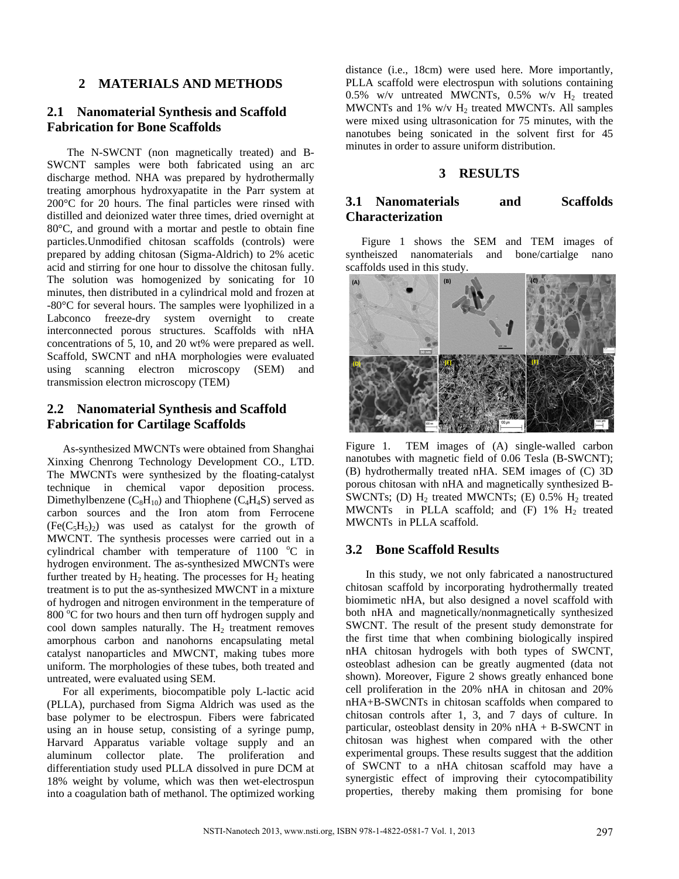## 2 MATERIALS AND METHODS

### 2.1 Nanomaterial Synthesis and Scaffold Fabrication for Bone Scaffolds

The N-SWCNT (non magnetically treated) and B-SWCNT samples were both fabricated using an arc discharge method. NHA was prepared by hydrothermally treating amorphous hydroxyapatite in the Parr system at 200°C for 20 hours. The final particles were rinsed with distilled and deionized water three times, dried overnight at 80°C, and ground with a mortar and pestle to obtain fine particles.Unmodified chitosan scaffolds (controls) were prepared by adding chitosan (Sigma-Aldrich) to 2% acetic acid and stirring for one hour to dissolve the chitosan fully. The solution was homogenized by sonicating for 10 minutes, then distributed in a cylindrical mold and frozen at -80°C for several hours. The samples were lyophilized in a Labconco freeze-dry system overnight to create interconnected porous structures. Scaffolds with nHA concentrations of 5, 10, and 20 wt% were prepared as well. Scaffold, SWCNT and nHA morphologies were evaluated using scanning electron microscopy (SEM) and transmission electron microscopy (TEM)

### 2.2 Nanomaterial Synthesis and Scaffold Fabrication for Cartilage Scaffolds

As-synthesized MWCNTs were obtained from Shanghai Xinxing Chenrong Technology Development CO., LTD. The MWCNTs were synthesized by the floating-catalyst technique in chemical vapor deposition process. Dimethylbenzene ($C_8H_{10}$) and Thiophene ($C_4H_4S$) served as carbon sources and the Iron atom from Ferrocene ($Fe(C_5H_5)_2$) was used as catalyst for the growth of MWCNT. The synthesis processes were carried out in a cylindrical chamber with temperature of 1100 $^oC$ in hydrogen environment. The as-synthesized MWCNTs were further treated by $H_2$ heating. The processes for $H_2$ heating treatment is to put the as-synthesized MWCNT in a mixture of hydrogen and nitrogen environment in the temperature of 800 $^oC$ for two hours and then turn off hydrogen supply and cool down samples naturally. The $H_2$ treatment removes amorphous carbon and nanohorns encapsulating metal catalyst nanoparticles and MWCNT, making tubes more uniform. The morphologies of these tubes, both treated and untreated, were evaluated using SEM.

For all experiments, biocompatible poly L-lactic acid (PLLA), purchased from Sigma Aldrich was used as the base polymer to be electrospun. Fibers were fabricated using an in house setup, consisting of a syringe pump, Harvard Apparatus variable voltage supply and an aluminum collector plate. The proliferation and differentiation study used PLLA dissolved in pure DCM at 18% weight by volume, which was then wet-electrospun into a coagulation bath of methanol. The optimized working distance (i.e., 18cm) were used here. More importantly, PLLA scaffold were electrospun with solutions containing 0.5% w/v untreated MWCNTs, 0.5% w/v $H_2$ treated MWCNTs and 1% w/v $H_2$ treated MWCNTs. All samples were mixed using ultrasonication for 75 minutes, with the nanotubes being sonicated in the solvent first for 45 minutes in order to assure uniform distribution.

## 3 RESULTS

### 3.1 Nanomaterials and Scaffolds Characterization

Figure 1 shows the SEM and TEM images of syntheiszed nanomaterials and bone/cartialge nano scaffolds used in this study.

Figure 1. TEM images of (A) single-walled carbon nanotubes with magnetic field of 0.06 Tesla (B-SWCNT); (B) hydrothermally treated nHA. SEM images of (C) 3D porous chitosan with nHA and magnetically synthesized B-SWCNTs; (D) $H_2$ treated MWCNTs; (E) 0.5% $H_2$ treated MWCNTs in PLLA scaffold; and (F) 1% $H_2$ treated MWCNTs in PLLA scaffold.

### 3.2 Bone Scaffold Results

In this study, we not only fabricated a nanostructured chitosan scaffold by incorporating hydrothermally treated biomimetic nHA, but also designed a novel scaffold with both nHA and magnetically/nonmagnetically synthesized SWCNT. The result of the present study demonstrate for the first time that when combining biologically inspired nHA chitosan hydrogels with both types of SWCNT, osteoblast adhesion can be greatly augmented (data not shown). Moreover, Figure 2 shows greatly enhanced bone cell proliferation in the 20% nHA in chitosan and 20% nHA+B-SWCNTs in chitosan scaffolds when compared to chitosan controls after 1, 3, and 7 days of culture. In particular, osteoblast density in 20% nHA + B-SWCNT in chitosan was highest when compared with the other experimental groups. These results suggest that the addition of SWCNT to a nHA chitosan scaffold may have a synergistic effect of improving their cytocompatibility properties, thereby making them promising for bone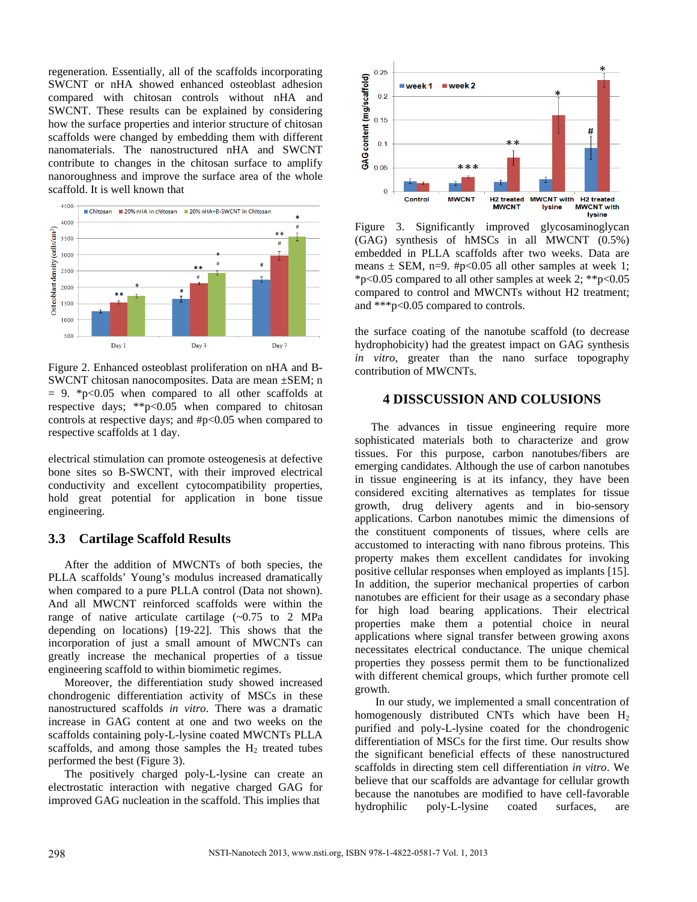regeneration. Essentially, all of the scaffolds incorporating SWCNT or nHA showed enhanced osteoblast adhesion compared with chitosan controls without nHA and SWCNT. These results can be explained by considering how the surface properties and interior structure of chitosan scaffolds were changed by embedding them with different nanomaterials. The nanostructured nHA and SWCNT contribute to changes in the chitosan surface to amplify nanoroughness and improve the surface area of the whole scaffold. It is well known that

Figure 2. Enhanced osteoblast proliferation on nHA and B-SWCNT chitosan nanocomposites. Data are mean ±SEM; n = 9. *p<0.05 when compared to all other scaffolds at respective days; **p<0.05 when compared to chitosan controls at respective days; and #p<0.05 when compared to respective scaffolds at 1 day.

electrical stimulation can promote osteogenesis at defective bone sites so B-SWCNT, with their improved electrical conductivity and excellent cytocompatibility properties, hold great potential for application in bone tissue engineering.

## 3.3 Cartilage Scaffold Results

After the addition of MWCNTs of both species, the PLLA scaffolds' Young's modulus increased dramatically when compared to a pure PLLA control (Data not shown). And all MWCNT reinforced scaffolds were within the range of native articulate cartilage (~0.75 to 2 MPa depending on locations) [19-22]. This shows that the incorporation of just a small amount of MWCNTs can greatly increase the mechanical properties of a tissue engineering scaffold to within biomimetic regimes.

Moreover, the differentiation study showed increased chondrogenic differentiation activity of MSCs in these nanostructured scaffolds *in vitro*. There was a dramatic increase in GAG content at one and two weeks on the scaffolds containing poly-L-lysine coated MWCNTs PLLA scaffolds, and among those samples the $H_2$ treated tubes performed the best (Figure 3).

The positively charged poly-L-lysine can create an electrostatic interaction with negative charged GAG for improved GAG nucleation in the scaffold. This implies that the surface coating of the nanotube scaffold (to decrease hydrophobicity) had the greatest impact on GAG synthesis *in vitro*, greater than the nano surface topography contribution of MWCNTs.

Figure 3. Significantly improved glycosaminoglycan (GAG) synthesis of hMSCs in all MWCNT (0.5%) embedded in PLLA scaffolds after two weeks. Data are means ± SEM, n=9. #p<0.05 all other samples at week 1; *p<0.05 compared to all other samples at week 2; **p<0.05 compared to control and MWCNTs without H2 treatment; and ***p<0.05 compared to controls.

## 4 DISSCUSSION AND COLUSIONS

The advances in tissue engineering require more sophisticated materials both to characterize and grow tissues. For this purpose, carbon nanotubes/fibers are emerging candidates. Although the use of carbon nanotubes in tissue engineering is at its infancy, they have been considered exciting alternatives as templates for tissue growth, drug delivery agents and in bio-sensory applications. Carbon nanotubes mimic the dimensions of the constituent components of tissues, where cells are accustomed to interacting with nano fibrous proteins. This property makes them excellent candidates for invoking positive cellular responses when employed as implants [15]. In addition, the superior mechanical properties of carbon nanotubes are efficient for their usage as a secondary phase for high load bearing applications. Their electrical properties make them a potential choice in neural applications where signal transfer between growing axons necessitates electrical conductance. The unique chemical properties they possess permit them to be functionalized with different chemical groups, which further promote cell growth.

In our study, we implemented a small concentration of homogenously distributed CNTs which have been $H_2$ purified and poly-L-lysine coated for the chondrogenic differentiation of MSCs for the first time. Our results show the significant beneficial effects of these nanostructured scaffolds in directing stem cell differentiation *in vitro*. We believe that our scaffolds are advantage for cellular growth because the nanotubes are modified to have cell-favorable hydrophilic poly-L-lysine coated surfaces, are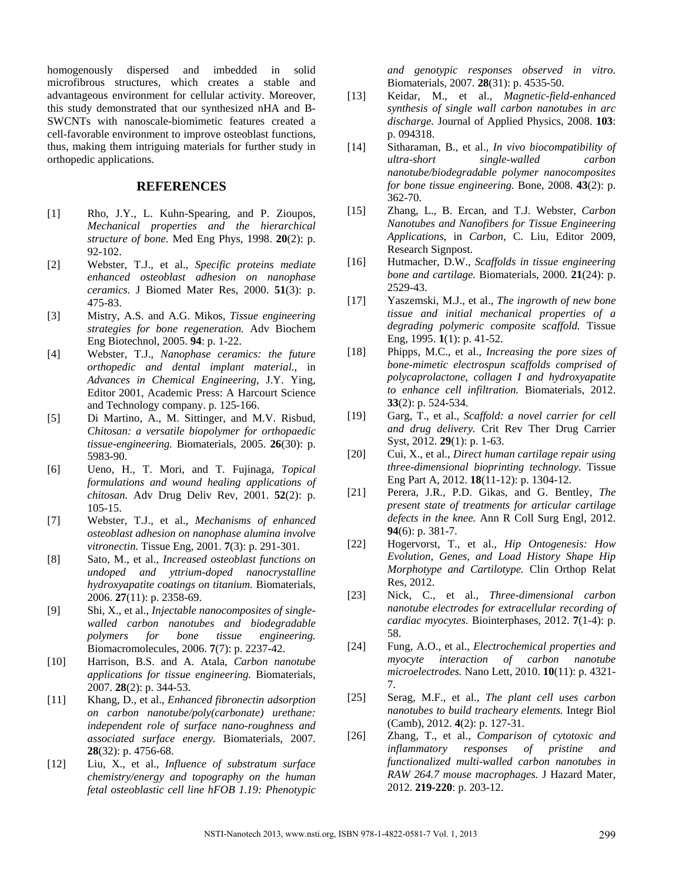homogenously dispersed and imbedded in solid microfibrous structures, which creates a stable and advantageous environment for cellular activity. Moreover, this study demonstrated that our synthesized nHA and B-SWCNTs with nanoscale-biomimetic features created a cell-favorable environment to improve osteoblast functions, thus, making them intriguing materials for further study in orthopedic applications.

## REFERENCES

[1] Rho, J.Y., L. Kuhn-Spearing, and P. Zioupos, *Mechanical properties and the hierarchical structure of bone.* Med Eng Phys, 1998. **20**(2): p. 92-102.

[2] Webster, T.J., et al., *Specific proteins mediate enhanced osteoblast adhesion on nanophase ceramics.* J Biomed Mater Res, 2000. **51**(3): p. 475-83.

[3] Mistry, A.S. and A.G. Mikos, *Tissue engineering strategies for bone regeneration.* Adv Biochem Eng Biotechnol, 2005. **94**: p. 1-22.

[4] Webster, T.J., *Nanophase ceramics: the future orthopedic and dental implant material.*, in *Advances in Chemical Engineering*, J.Y. Ying, Editor 2001, Academic Press: A Harcourt Science and Technology company. p. 125-166.

[5] Di Martino, A., M. Sittinger, and M.V. Risbud, *Chitosan: a versatile biopolymer for orthopaedic tissue-engineering.* Biomaterials, 2005. **26**(30): p. 5983-90.

[6] Ueno, H., T. Mori, and T. Fujinaga, *Topical formulations and wound healing applications of chitosan.* Adv Drug Deliv Rev, 2001. **52**(2): p. 105-15.

[7] Webster, T.J., et al., *Mechanisms of enhanced osteoblast adhesion on nanophase alumina involve vitronectin.* Tissue Eng, 2001. **7**(3): p. 291-301.

[8] Sato, M., et al., *Increased osteoblast functions on undoped and yttrium-doped nanocrystalline hydroxyapatite coatings on titanium.* Biomaterials, 2006. **27**(11): p. 2358-69.

[9] Shi, X., et al., *Injectable nanocomposites of single-walled carbon nanotubes and biodegradable polymers for bone tissue engineering.* Biomacromolecules, 2006. **7**(7): p. 2237-42.

[10] Harrison, B.S. and A. Atala, *Carbon nanotube applications for tissue engineering.* Biomaterials, 2007. **28**(2): p. 344-53.

[11] Khang, D., et al., *Enhanced fibronectin adsorption on carbon nanotube/poly(carbonate) urethane: independent role of surface nano-roughness and associated surface energy.* Biomaterials, 2007. **28**(32): p. 4756-68.

[12] Liu, X., et al., *Influence of substratum surface chemistry/energy and topography on the human fetal osteoblastic cell line hFOB 1.19: Phenotypic and genotypic responses observed in vitro.* Biomaterials, 2007. **28**(31): p. 4535-50.

[13] Keidar, M., et al., *Magnetic-field-enhanced synthesis of single wall carbon nanotubes in arc discharge.* Journal of Applied Physics, 2008. **103**: p. 094318.

[14] Sitharaman, B., et al., *In vivo biocompatibility of ultra-short single-walled carbon nanotube/biodegradable polymer nanocomposites for bone tissue engineering.* Bone, 2008. **43**(2): p. 362-70.

[15] Zhang, L., B. Ercan, and T.J. Webster, *Carbon Nanotubes and Nanofibers for Tissue Engineering Applications*, in *Carbon*, C. Liu, Editor 2009, Research Signpost.

[16] Hutmacher, D.W., *Scaffolds in tissue engineering bone and cartilage.* Biomaterials, 2000. **21**(24): p. 2529-43.

[17] Yaszemski, M.J., et al., *The ingrowth of new bone tissue and initial mechanical properties of a degrading polymeric composite scaffold.* Tissue Eng, 1995. **1**(1): p. 41-52.

[18] Phipps, M.C., et al., *Increasing the pore sizes of bone-mimetic electrospun scaffolds comprised of polycaprolactone, collagen I and hydroxyapatite to enhance cell infiltration.* Biomaterials, 2012. **33**(2): p. 524-534.

[19] Garg, T., et al., *Scaffold: a novel carrier for cell and drug delivery.* Crit Rev Ther Drug Carrier Syst, 2012. **29**(1): p. 1-63.

[20] Cui, X., et al., *Direct human cartilage repair using three-dimensional bioprinting technology.* Tissue Eng Part A, 2012. **18**(11-12): p. 1304-12.

[21] Perera, J.R., P.D. Gikas, and G. Bentley, *The present state of treatments for articular cartilage defects in the knee.* Ann R Coll Surg Engl, 2012. **94**(6): p. 381-7.

[22] Hogervorst, T., et al., *Hip Ontogenesis: How Evolution, Genes, and Load History Shape Hip Morphotype and Cartilotype.* Clin Orthop Relat Res, 2012.

[23] Nick, C., et al., *Three-dimensional carbon nanotube electrodes for extracellular recording of cardiac myocytes.* Biointerphases, 2012. **7**(1-4): p. 58.

[24] Fung, A.O., et al., *Electrochemical properties and myocyte interaction of carbon nanotube microelectrodes.* Nano Lett, 2010. **10**(11): p. 4321-7.

[25] Serag, M.F., et al., *The plant cell uses carbon nanotubes to build tracheary elements.* Integr Biol (Camb), 2012. **4**(2): p. 127-31.

[26] Zhang, T., et al., *Comparison of cytotoxic and inflammatory responses of pristine and functionalized multi-walled carbon nanotubes in RAW 264.7 mouse macrophages.* J Hazard Mater, 2012. **219-220**: p. 203-12.